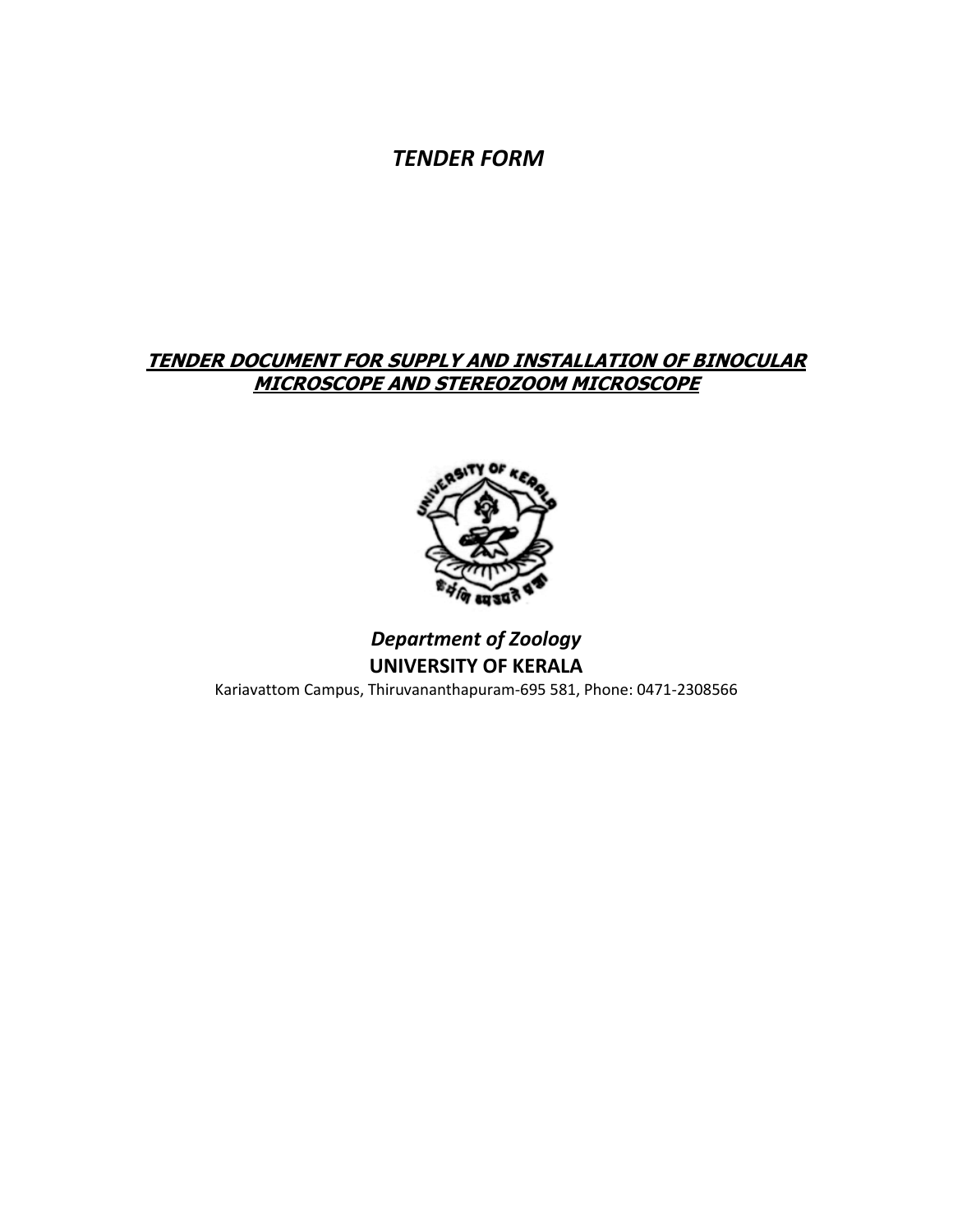# *TENDER FORM*

## ***TENDER DOCUMENT FOR SUPPLY AND INSTALLATION OF BINOCULAR MICROSCOPE AND STEREOZOOM MICROSCOPE***

***Department of Zoology***

**UNIVERSITY OF KERALA**

Kariavattom Campus, Thiruvananthapuram-695 581, Phone: 0471-2308566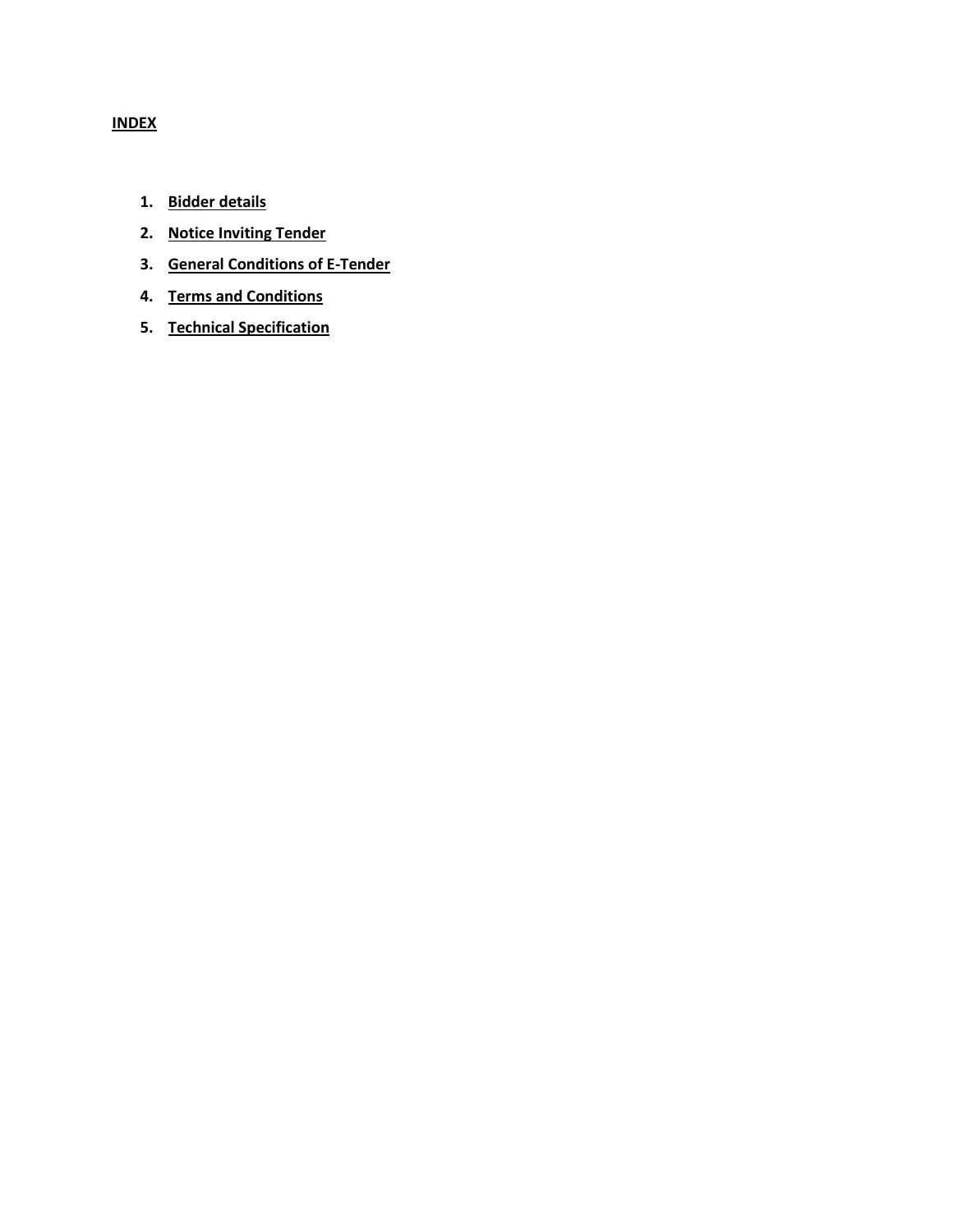**INDEX**

1. **Bidder details**
2. **Notice Inviting Tender**
3. **General Conditions of E-Tender**
4. **Terms and Conditions**
5. **Technical Specification**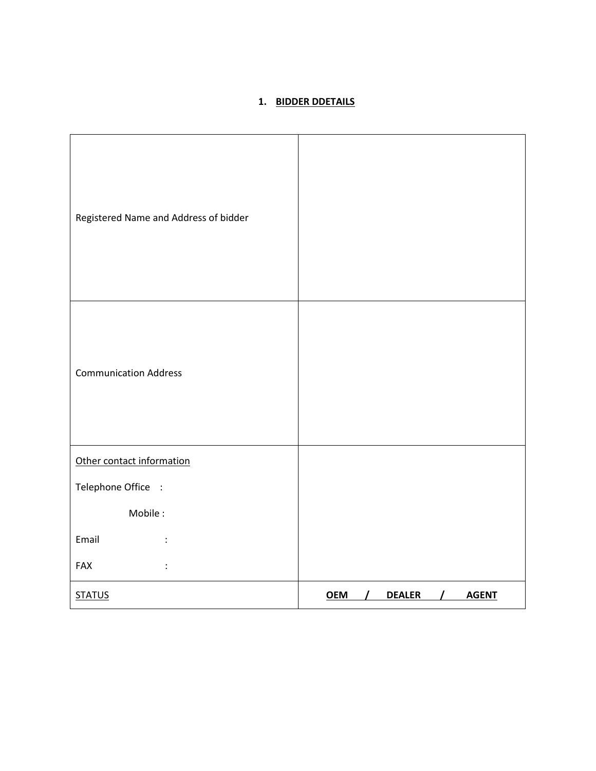## 1. BIDDER DDETAILS

| | |
|---|---|
| Registered Name and Address of bidder | |
| Communication Address | |
| Other contact information<br><br>Telephone Office :<br><br>Mobile :<br><br>Email :<br><br>FAX : | |
| STATUS | **OEM / DEALER / AGENT** |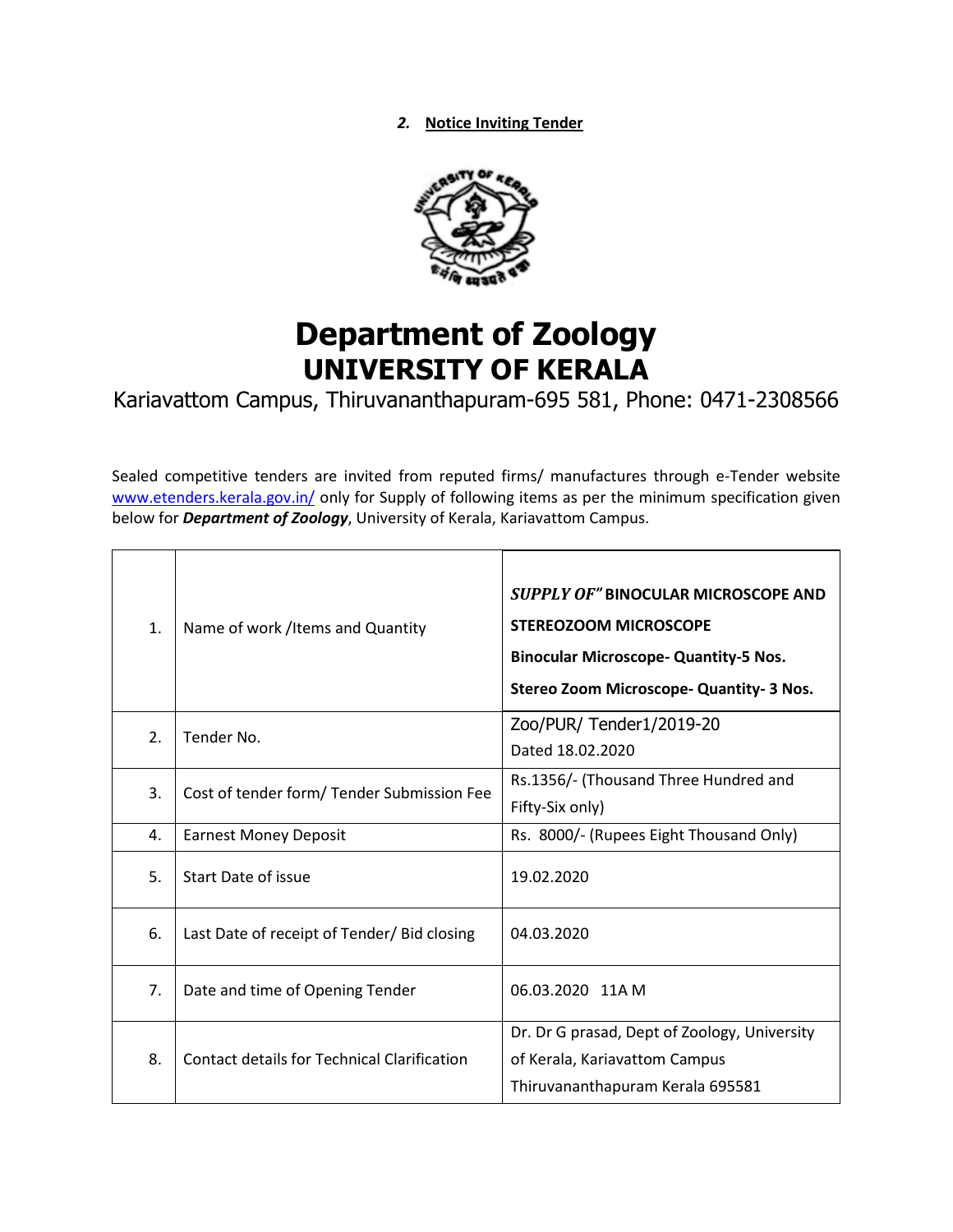## *2.* Notice Inviting Tender

# Department of Zoology
# UNIVERSITY OF KERALA

Kariavattom Campus, Thiruvananthapuram-695 581, Phone: 0471-2308566

Sealed competitive tenders are invited from reputed firms/ manufactures through e-Tender website www.etenders.kerala.gov.in/ only for Supply of following items as per the minimum specification given below for ***Department of Zoology***, University of Kerala, Kariavattom Campus.

| | | |
|---|---|---|
| 1. | Name of work /Items and Quantity | ***SUPPLY OF"* BINOCULAR MICROSCOPE AND STEREOZOOM MICROSCOPE**<br>**Binocular Microscope- Quantity-5 Nos.**<br>**Stereo Zoom Microscope- Quantity- 3 Nos.** |
| 2. | Tender No. | Zoo/PUR/ Tender1/2019-20<br>Dated 18.02.2020 |
| 3. | Cost of tender form/ Tender Submission Fee | Rs.1356/- (Thousand Three Hundred and Fifty-Six only) |
| 4. | Earnest Money Deposit | Rs. 8000/- (Rupees Eight Thousand Only) |
| 5. | Start Date of issue | 19.02.2020 |
| 6. | Last Date of receipt of Tender/ Bid closing | 04.03.2020 |
| 7. | Date and time of Opening Tender | 06.03.2020 11A M |
| 8. | Contact details for Technical Clarification | Dr. Dr G prasad, Dept of Zoology, University of Kerala, Kariavattom Campus Thiruvananthapuram Kerala 695581 |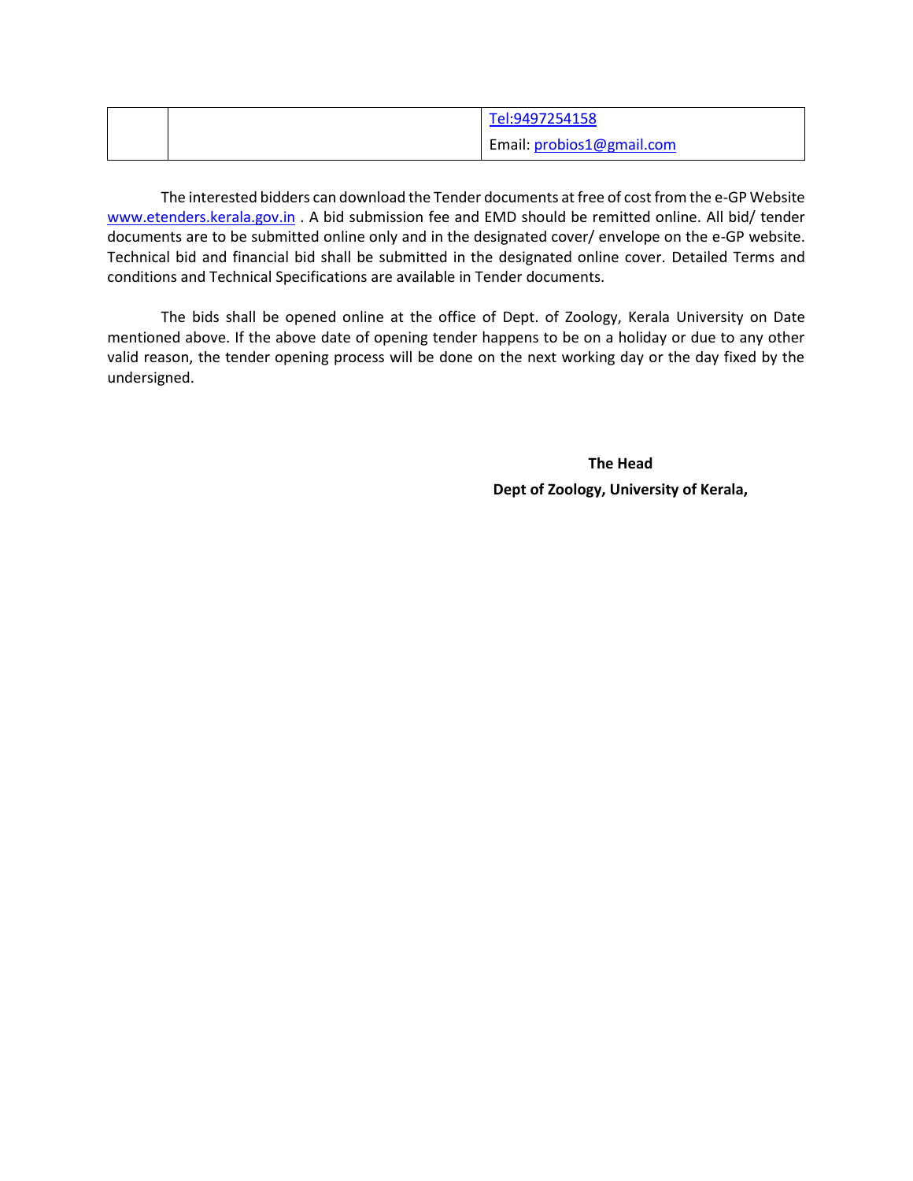|  |  | Tel:9497254158<br>Email: probios1@gmail.com |
|---|---|---|

The interested bidders can download the Tender documents at free of cost from the e-GP Website www.etenders.kerala.gov.in . A bid submission fee and EMD should be remitted online. All bid/ tender documents are to be submitted online only and in the designated cover/ envelope on the e-GP website. Technical bid and financial bid shall be submitted in the designated online cover. Detailed Terms and conditions and Technical Specifications are available in Tender documents.

The bids shall be opened online at the office of Dept. of Zoology, Kerala University on Date mentioned above. If the above date of opening tender happens to be on a holiday or due to any other valid reason, the tender opening process will be done on the next working day or the day fixed by the undersigned.

**The Head**

**Dept of Zoology, University of Kerala,**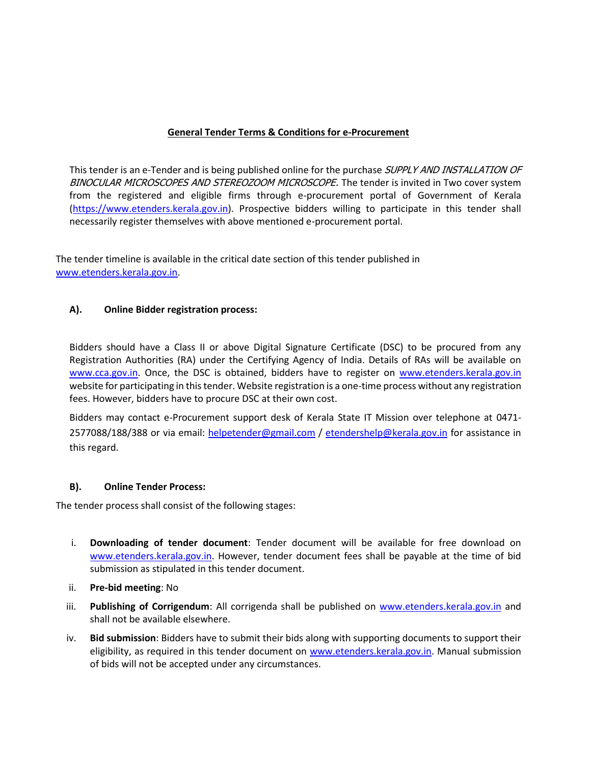## General Tender Terms & Conditions for e-Procurement

This tender is an e-Tender and is being published online for the purchase *SUPPLY AND INSTALLATION OF BINOCULAR MICROSCOPES AND STEREOZOOM MICROSCOPE.* The tender is invited in Two cover system from the registered and eligible firms through e-procurement portal of Government of Kerala (https://www.etenders.kerala.gov.in). Prospective bidders willing to participate in this tender shall necessarily register themselves with above mentioned e-procurement portal.

The tender timeline is available in the critical date section of this tender published in www.etenders.kerala.gov.in.

### A). Online Bidder registration process:

Bidders should have a Class II or above Digital Signature Certificate (DSC) to be procured from any Registration Authorities (RA) under the Certifying Agency of India. Details of RAs will be available on www.cca.gov.in. Once, the DSC is obtained, bidders have to register on www.etenders.kerala.gov.in website for participating in this tender. Website registration is a one-time process without any registration fees. However, bidders have to procure DSC at their own cost.

Bidders may contact e-Procurement support desk of Kerala State IT Mission over telephone at 0471-2577088/188/388 or via email: helpetender@gmail.com / etendershelp@kerala.gov.in for assistance in this regard.

### B). Online Tender Process:

The tender process shall consist of the following stages:

i. **Downloading of tender document**: Tender document will be available for free download on www.etenders.kerala.gov.in. However, tender document fees shall be payable at the time of bid submission as stipulated in this tender document.

ii. **Pre-bid meeting**: No

iii. **Publishing of Corrigendum**: All corrigenda shall be published on www.etenders.kerala.gov.in and shall not be available elsewhere.

iv. **Bid submission**: Bidders have to submit their bids along with supporting documents to support their eligibility, as required in this tender document on www.etenders.kerala.gov.in. Manual submission of bids will not be accepted under any circumstances.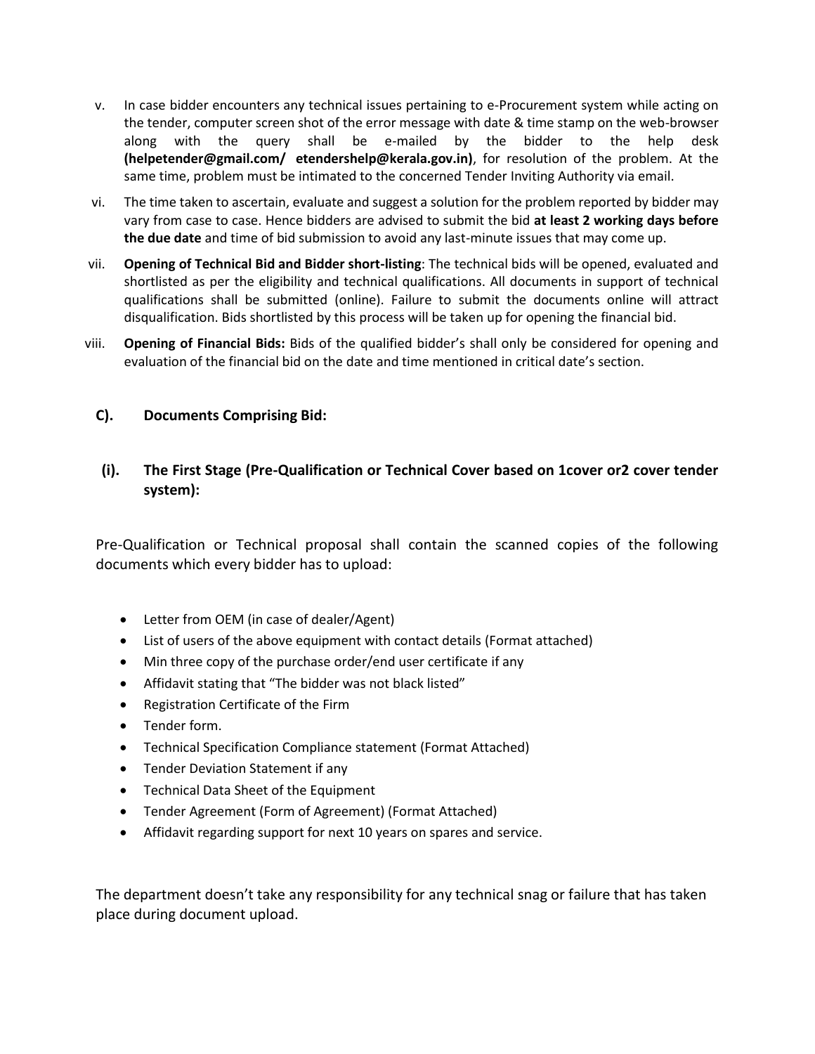v. In case bidder encounters any technical issues pertaining to e-Procurement system while acting on the tender, computer screen shot of the error message with date & time stamp on the web-browser along with the query shall be e-mailed by the bidder to the help desk **(helpetender@gmail.com/ etendershelp@kerala.gov.in)**, for resolution of the problem. At the same time, problem must be intimated to the concerned Tender Inviting Authority via email.

vi. The time taken to ascertain, evaluate and suggest a solution for the problem reported by bidder may vary from case to case. Hence bidders are advised to submit the bid **at least 2 working days before the due date** and time of bid submission to avoid any last-minute issues that may come up.

vii. **Opening of Technical Bid and Bidder short-listing**: The technical bids will be opened, evaluated and shortlisted as per the eligibility and technical qualifications. All documents in support of technical qualifications shall be submitted (online). Failure to submit the documents online will attract disqualification. Bids shortlisted by this process will be taken up for opening the financial bid.

viii. **Opening of Financial Bids:** Bids of the qualified bidder's shall only be considered for opening and evaluation of the financial bid on the date and time mentioned in critical date's section.

### C). Documents Comprising Bid:

### (i). The First Stage (Pre-Qualification or Technical Cover based on 1cover or2 cover tender system):

Pre-Qualification or Technical proposal shall contain the scanned copies of the following documents which every bidder has to upload:

- Letter from OEM (in case of dealer/Agent)
- List of users of the above equipment with contact details (Format attached)
- Min three copy of the purchase order/end user certificate if any
- Affidavit stating that "The bidder was not black listed"
- Registration Certificate of the Firm
- Tender form.
- Technical Specification Compliance statement (Format Attached)
- Tender Deviation Statement if any
- Technical Data Sheet of the Equipment
- Tender Agreement (Form of Agreement) (Format Attached)
- Affidavit regarding support for next 10 years on spares and service.

The department doesn't take any responsibility for any technical snag or failure that has taken place during document upload.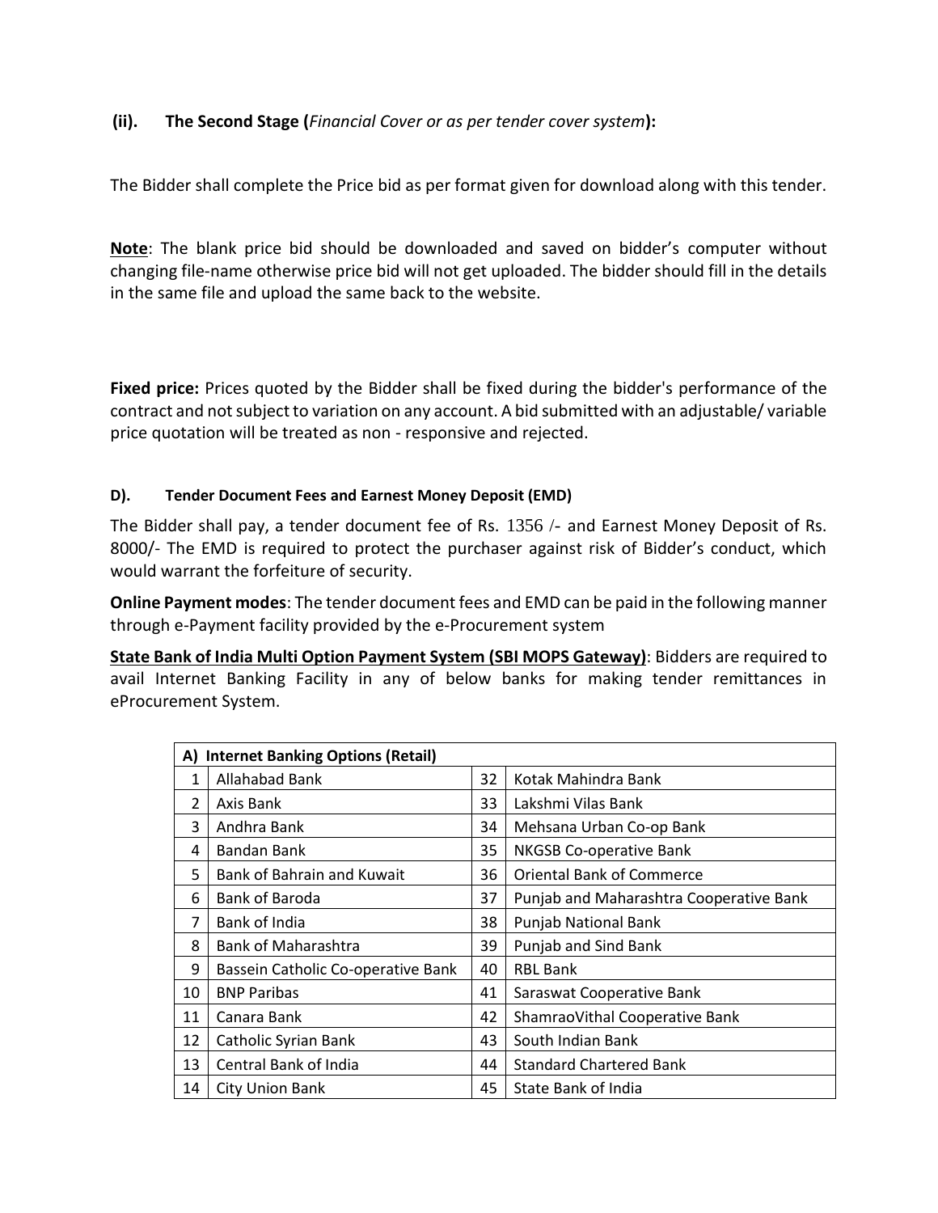**(ii). The Second Stage (*Financial Cover or as per tender cover system*):**

The Bidder shall complete the Price bid as per format given for download along with this tender.

**Note**: The blank price bid should be downloaded and saved on bidder's computer without changing file-name otherwise price bid will not get uploaded. The bidder should fill in the details in the same file and upload the same back to the website.

**Fixed price:** Prices quoted by the Bidder shall be fixed during the bidder's performance of the contract and not subject to variation on any account. A bid submitted with an adjustable/ variable price quotation will be treated as non - responsive and rejected.

**D). Tender Document Fees and Earnest Money Deposit (EMD)**

The Bidder shall pay, a tender document fee of Rs. 1356 /- and Earnest Money Deposit of Rs. 8000/- The EMD is required to protect the purchaser against risk of Bidder's conduct, which would warrant the forfeiture of security.

**Online Payment modes**: The tender document fees and EMD can be paid in the following manner through e-Payment facility provided by the e-Procurement system

**State Bank of India Multi Option Payment System (SBI MOPS Gateway)**: Bidders are required to avail Internet Banking Facility in any of below banks for making tender remittances in eProcurement System.

| **A) Internet Banking Options (Retail)** | | | |
|---|---|---|---|
| 1 | Allahabad Bank | 32 | Kotak Mahindra Bank |
| 2 | Axis Bank | 33 | Lakshmi Vilas Bank |
| 3 | Andhra Bank | 34 | Mehsana Urban Co-op Bank |
| 4 | Bandan Bank | 35 | NKGSB Co-operative Bank |
| 5 | Bank of Bahrain and Kuwait | 36 | Oriental Bank of Commerce |
| 6 | Bank of Baroda | 37 | Punjab and Maharashtra Cooperative Bank |
| 7 | Bank of India | 38 | Punjab National Bank |
| 8 | Bank of Maharashtra | 39 | Punjab and Sind Bank |
| 9 | Bassein Catholic Co-operative Bank | 40 | RBL Bank |
| 10 | BNP Paribas | 41 | Saraswat Cooperative Bank |
| 11 | Canara Bank | 42 | ShamraoVithal Cooperative Bank |
| 12 | Catholic Syrian Bank | 43 | South Indian Bank |
| 13 | Central Bank of India | 44 | Standard Chartered Bank |
| 14 | City Union Bank | 45 | State Bank of India |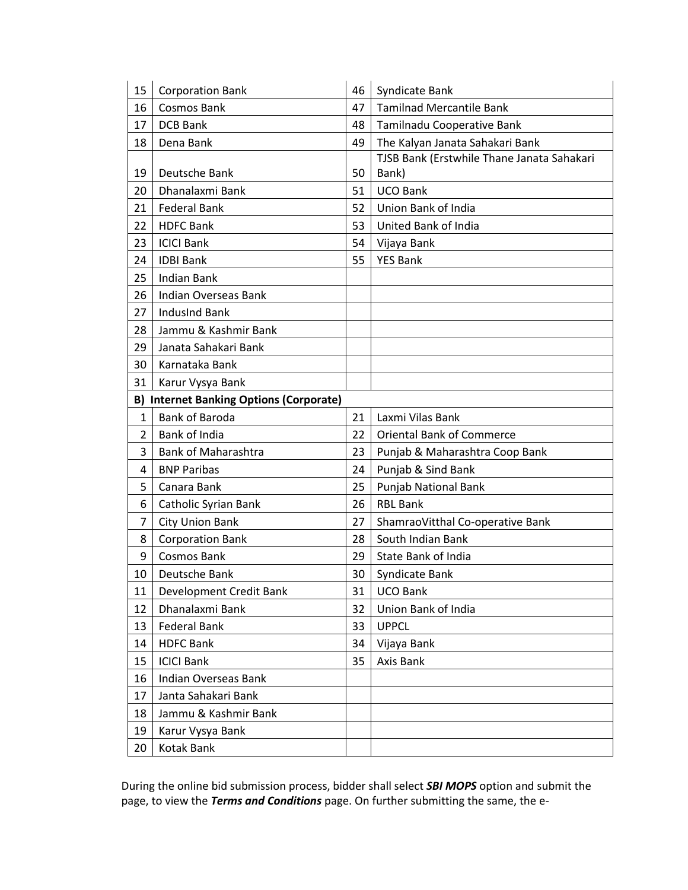| | | | |
|---|---|---|---|
| 15 | Corporation Bank | 46 | Syndicate Bank |
| 16 | Cosmos Bank | 47 | Tamilnad Mercantile Bank |
| 17 | DCB Bank | 48 | Tamilnadu Cooperative Bank |
| 18 | Dena Bank | 49 | The Kalyan Janata Sahakari Bank |
| 19 | Deutsche Bank | 50 | TJSB Bank (Erstwhile Thane Janata Sahakari Bank) |
| 20 | Dhanalaxmi Bank | 51 | UCO Bank |
| 21 | Federal Bank | 52 | Union Bank of India |
| 22 | HDFC Bank | 53 | United Bank of India |
| 23 | ICICI Bank | 54 | Vijaya Bank |
| 24 | IDBI Bank | 55 | YES Bank |
| 25 | Indian Bank | | |
| 26 | Indian Overseas Bank | | |
| 27 | IndusInd Bank | | |
| 28 | Jammu & Kashmir Bank | | |
| 29 | Janata Sahakari Bank | | |
| 30 | Karnataka Bank | | |
| 31 | Karur Vysya Bank | | |
| **B) Internet Banking Options (Corporate)** | | | |
| 1 | Bank of Baroda | 21 | Laxmi Vilas Bank |
| 2 | Bank of India | 22 | Oriental Bank of Commerce |
| 3 | Bank of Maharashtra | 23 | Punjab & Maharashtra Coop Bank |
| 4 | BNP Paribas | 24 | Punjab & Sind Bank |
| 5 | Canara Bank | 25 | Punjab National Bank |
| 6 | Catholic Syrian Bank | 26 | RBL Bank |
| 7 | City Union Bank | 27 | ShamraoVitthal Co-operative Bank |
| 8 | Corporation Bank | 28 | South Indian Bank |
| 9 | Cosmos Bank | 29 | State Bank of India |
| 10 | Deutsche Bank | 30 | Syndicate Bank |
| 11 | Development Credit Bank | 31 | UCO Bank |
| 12 | Dhanalaxmi Bank | 32 | Union Bank of India |
| 13 | Federal Bank | 33 | UPPCL |
| 14 | HDFC Bank | 34 | Vijaya Bank |
| 15 | ICICI Bank | 35 | Axis Bank |
| 16 | Indian Overseas Bank | | |
| 17 | Janta Sahakari Bank | | |
| 18 | Jammu & Kashmir Bank | | |
| 19 | Karur Vysya Bank | | |
| 20 | Kotak Bank | | |

During the online bid submission process, bidder shall select ***SBI MOPS*** option and submit the page, to view the ***Terms and Conditions*** page. On further submitting the same, the e-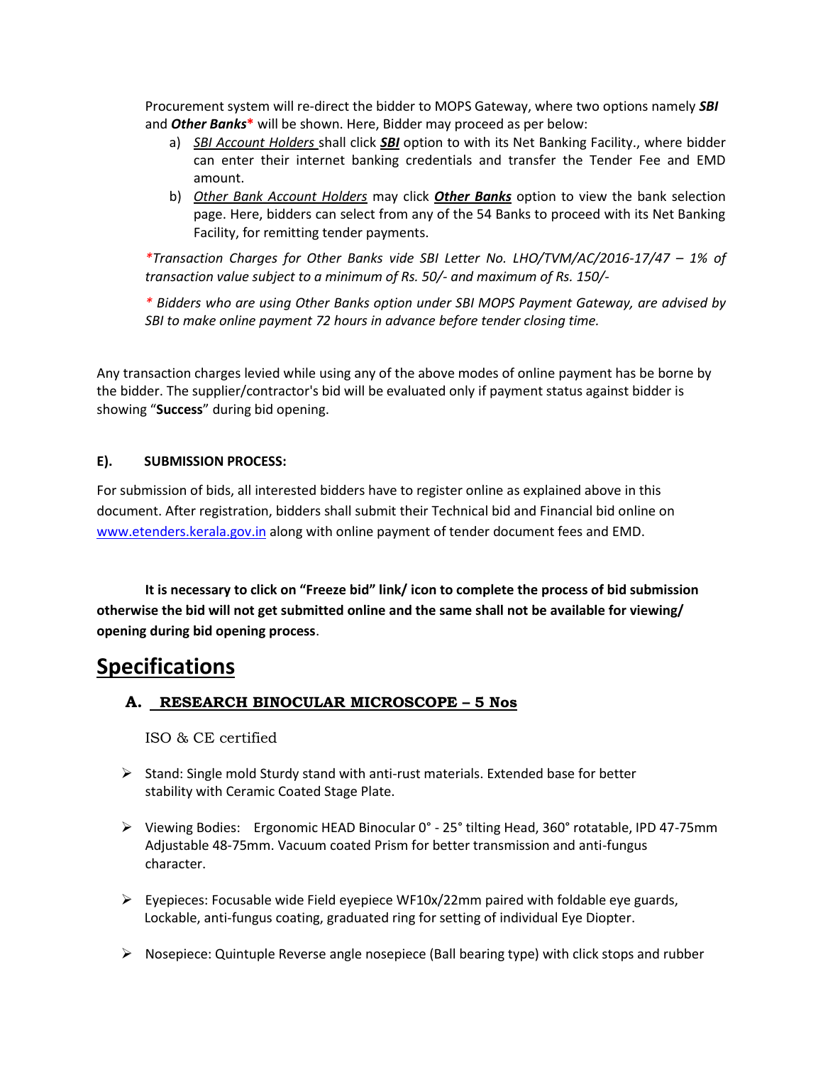Procurement system will re-direct the bidder to MOPS Gateway, where two options namely ***SBI*** and ***Other Banks**** will be shown. Here, Bidder may proceed as per below:

a) <u>SBI Account Holders</u> shall click ***<u>SBI</u>*** option to with its Net Banking Facility., where bidder can enter their internet banking credentials and transfer the Tender Fee and EMD amount.

b) <u>Other Bank Account Holders</u> may click ***<u>Other Banks</u>*** option to view the bank selection page. Here, bidders can select from any of the 54 Banks to proceed with its Net Banking Facility, for remitting tender payments.

*\*Transaction Charges for Other Banks vide SBI Letter No. LHO/TVM/AC/2016-17/47 – 1% of transaction value subject to a minimum of Rs. 50/- and maximum of Rs. 150/-*

*\* Bidders who are using Other Banks option under SBI MOPS Payment Gateway, are advised by SBI to make online payment 72 hours in advance before tender closing time.*

Any transaction charges levied while using any of the above modes of online payment has be borne by the bidder. The supplier/contractor's bid will be evaluated only if payment status against bidder is showing "**Success**" during bid opening.

**E). SUBMISSION PROCESS:**

For submission of bids, all interested bidders have to register online as explained above in this document. After registration, bidders shall submit their Technical bid and Financial bid online on www.etenders.kerala.gov.in along with online payment of tender document fees and EMD.

**It is necessary to click on "Freeze bid" link/ icon to complete the process of bid submission otherwise the bid will not get submitted online and the same shall not be available for viewing/ opening during bid opening process**.

# Specifications

## A. RESEARCH BINOCULAR MICROSCOPE – 5 Nos

ISO & CE certified

- Stand: Single mold Sturdy stand with anti-rust materials. Extended base for better stability with Ceramic Coated Stage Plate.
- Viewing Bodies: Ergonomic HEAD Binocular 0° - 25° tilting Head, 360° rotatable, IPD 47-75mm Adjustable 48-75mm. Vacuum coated Prism for better transmission and anti-fungus character.
- Eyepieces: Focusable wide Field eyepiece WF10x/22mm paired with foldable eye guards, Lockable, anti-fungus coating, graduated ring for setting of individual Eye Diopter.
- Nosepiece: Quintuple Reverse angle nosepiece (Ball bearing type) with click stops and rubber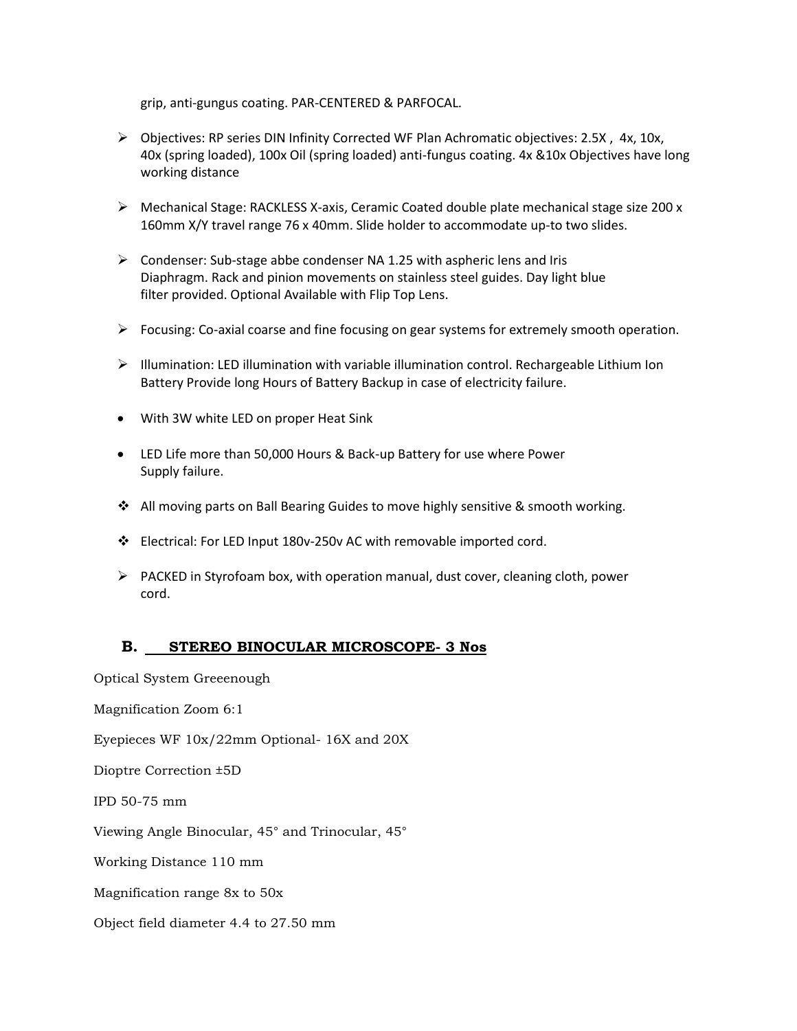grip, anti-gungus coating. PAR-CENTERED & PARFOCAL.

- Objectives: RP series DIN Infinity Corrected WF Plan Achromatic objectives: 2.5X , 4x, 10x, 40x (spring loaded), 100x Oil (spring loaded) anti-fungus coating. 4x &10x Objectives have long working distance

- Mechanical Stage: RACKLESS X-axis, Ceramic Coated double plate mechanical stage size 200 x 160mm X/Y travel range 76 x 40mm. Slide holder to accommodate up-to two slides.

- Condenser: Sub-stage abbe condenser NA 1.25 with aspheric lens and Iris Diaphragm. Rack and pinion movements on stainless steel guides. Day light blue filter provided. Optional Available with Flip Top Lens.

- Focusing: Co-axial coarse and fine focusing on gear systems for extremely smooth operation.

- Illumination: LED illumination with variable illumination control. Rechargeable Lithium Ion Battery Provide long Hours of Battery Backup in case of electricity failure.

- With 3W white LED on proper Heat Sink

- LED Life more than 50,000 Hours & Back-up Battery for use where Power Supply failure.

- All moving parts on Ball Bearing Guides to move highly sensitive & smooth working.

- Electrical: For LED Input 180v-250v AC with removable imported cord.

- PACKED in Styrofoam box, with operation manual, dust cover, cleaning cloth, power cord.

### B. <u>STEREO BINOCULAR MICROSCOPE- 3 Nos</u>

Optical System Greeenough

Magnification Zoom 6:1

Eyepieces WF 10x/22mm Optional- 16X and 20X

Dioptre Correction ±5D

IPD 50-75 mm

Viewing Angle Binocular, 45° and Trinocular, 45°

Working Distance 110 mm

Magnification range 8x to 50x

Object field diameter 4.4 to 27.50 mm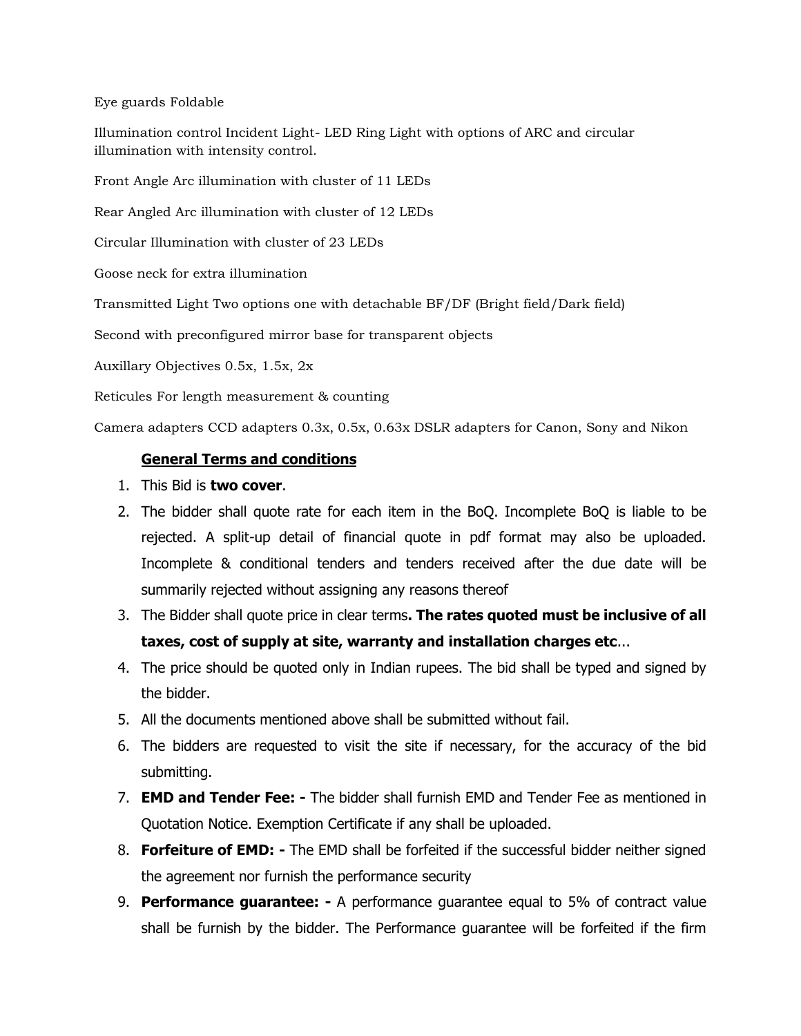Eye guards Foldable

Illumination control Incident Light- LED Ring Light with options of ARC and circular illumination with intensity control.

Front Angle Arc illumination with cluster of 11 LEDs

Rear Angled Arc illumination with cluster of 12 LEDs

Circular Illumination with cluster of 23 LEDs

Goose neck for extra illumination

Transmitted Light Two options one with detachable BF/DF (Bright field/Dark field)

Second with preconfigured mirror base for transparent objects

Auxillary Objectives 0.5x, 1.5x, 2x

Reticules For length measurement & counting

Camera adapters CCD adapters 0.3x, 0.5x, 0.63x DSLR adapters for Canon, Sony and Nikon

## General Terms and conditions

1. This Bid is **two cover**.
2. The bidder shall quote rate for each item in the BoQ. Incomplete BoQ is liable to be rejected. A split-up detail of financial quote in pdf format may also be uploaded. Incomplete & conditional tenders and tenders received after the due date will be summarily rejected without assigning any reasons thereof
3. The Bidder shall quote price in clear terms**. The rates quoted must be inclusive of all taxes, cost of supply at site, warranty and installation charges etc**…
4. The price should be quoted only in Indian rupees. The bid shall be typed and signed by the bidder.
5. All the documents mentioned above shall be submitted without fail.
6. The bidders are requested to visit the site if necessary, for the accuracy of the bid submitting.
7. **EMD and Tender Fee: -** The bidder shall furnish EMD and Tender Fee as mentioned in Quotation Notice. Exemption Certificate if any shall be uploaded.
8. **Forfeiture of EMD: -** The EMD shall be forfeited if the successful bidder neither signed the agreement nor furnish the performance security
9. **Performance guarantee: -** A performance guarantee equal to 5% of contract value shall be furnish by the bidder. The Performance guarantee will be forfeited if the firm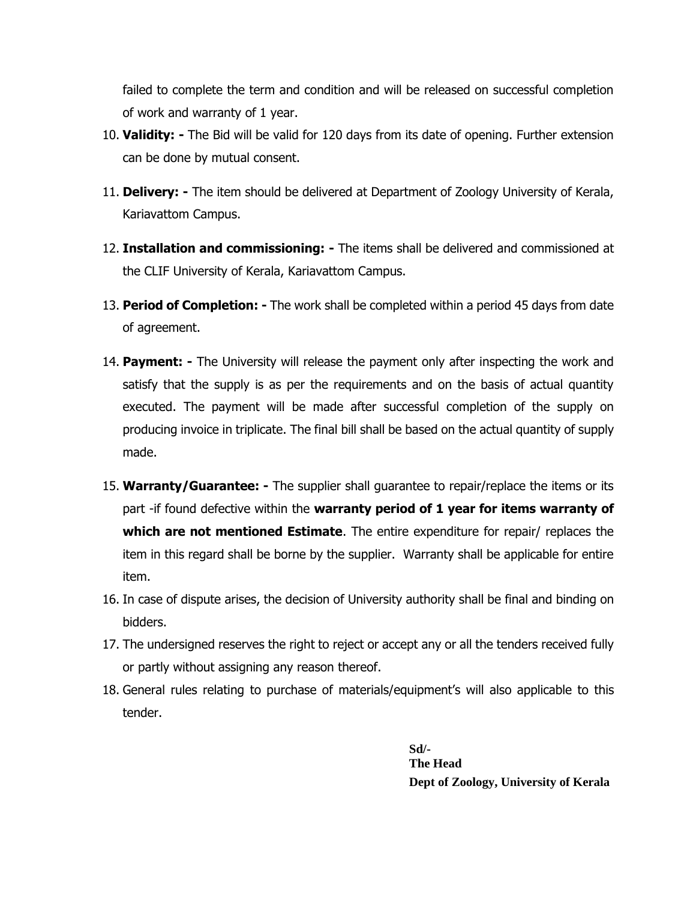failed to complete the term and condition and will be released on successful completion of work and warranty of 1 year.

10. **Validity: -** The Bid will be valid for 120 days from its date of opening. Further extension can be done by mutual consent.
11. **Delivery: -** The item should be delivered at Department of Zoology University of Kerala, Kariavattom Campus.
12. **Installation and commissioning: -** The items shall be delivered and commissioned at the CLIF University of Kerala, Kariavattom Campus.
13. **Period of Completion: -** The work shall be completed within a period 45 days from date of agreement.
14. **Payment: -** The University will release the payment only after inspecting the work and satisfy that the supply is as per the requirements and on the basis of actual quantity executed. The payment will be made after successful completion of the supply on producing invoice in triplicate. The final bill shall be based on the actual quantity of supply made.
15. **Warranty/Guarantee: -** The supplier shall guarantee to repair/replace the items or its part -if found defective within the **warranty period of 1 year for items warranty of which are not mentioned Estimate**. The entire expenditure for repair/ replaces the item in this regard shall be borne by the supplier. Warranty shall be applicable for entire item.
16. In case of dispute arises, the decision of University authority shall be final and binding on bidders.
17. The undersigned reserves the right to reject or accept any or all the tenders received fully or partly without assigning any reason thereof.
18. General rules relating to purchase of materials/equipment's will also applicable to this tender.

**Sd/-**
**The Head**
**Dept of Zoology, University of Kerala**